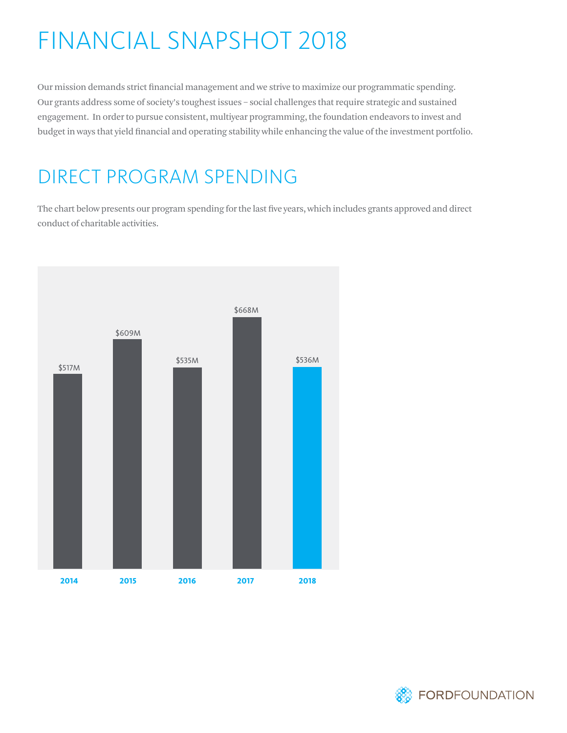# FINANCIAL SNAPSHOT 2018

Our mission demands strict financial management and we strive to maximize our programmatic spending. Our grants address some of society's toughest issues – social challenges that require strategic and sustained engagement. In order to pursue consistent, multiyear programming, the foundation endeavors to invest and budget in ways that yield financial and operating stability while enhancing the value of the investment portfolio.

## DIRECT PROGRAM SPENDING

The chart below presents our program spending for the last five years, which includes grants approved and direct conduct of charitable activities.

| Year | Program Spending |
|---|---|
| 2014 | $517M |
| 2015 | $609M |
| 2016 | $535M |
| 2017 | $668M |
| 2018 | $536M |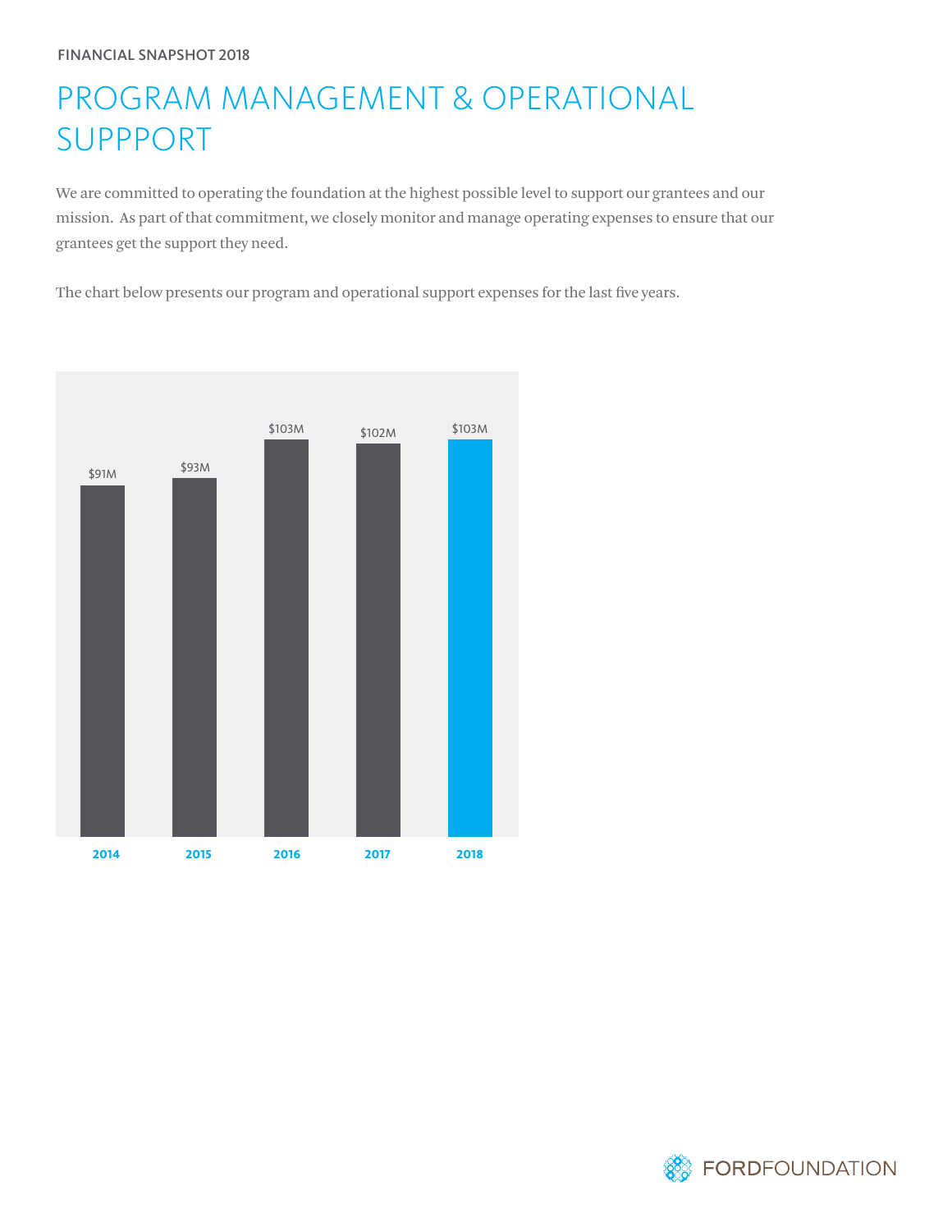FINANCIAL SNAPSHOT 2018

# PROGRAM MANAGEMENT & OPERATIONAL SUPPPORT

We are committed to operating the foundation at the highest possible level to support our grantees and our mission. As part of that commitment, we closely monitor and manage operating expenses to ensure that our grantees get the support they need.

The chart below presents our program and operational support expenses for the last five years.

| Year | Expenses |
|---|---|
| 2014 | $91M |
| 2015 | $93M |
| 2016 | $103M |
| 2017 | $102M |
| 2018 | $103M |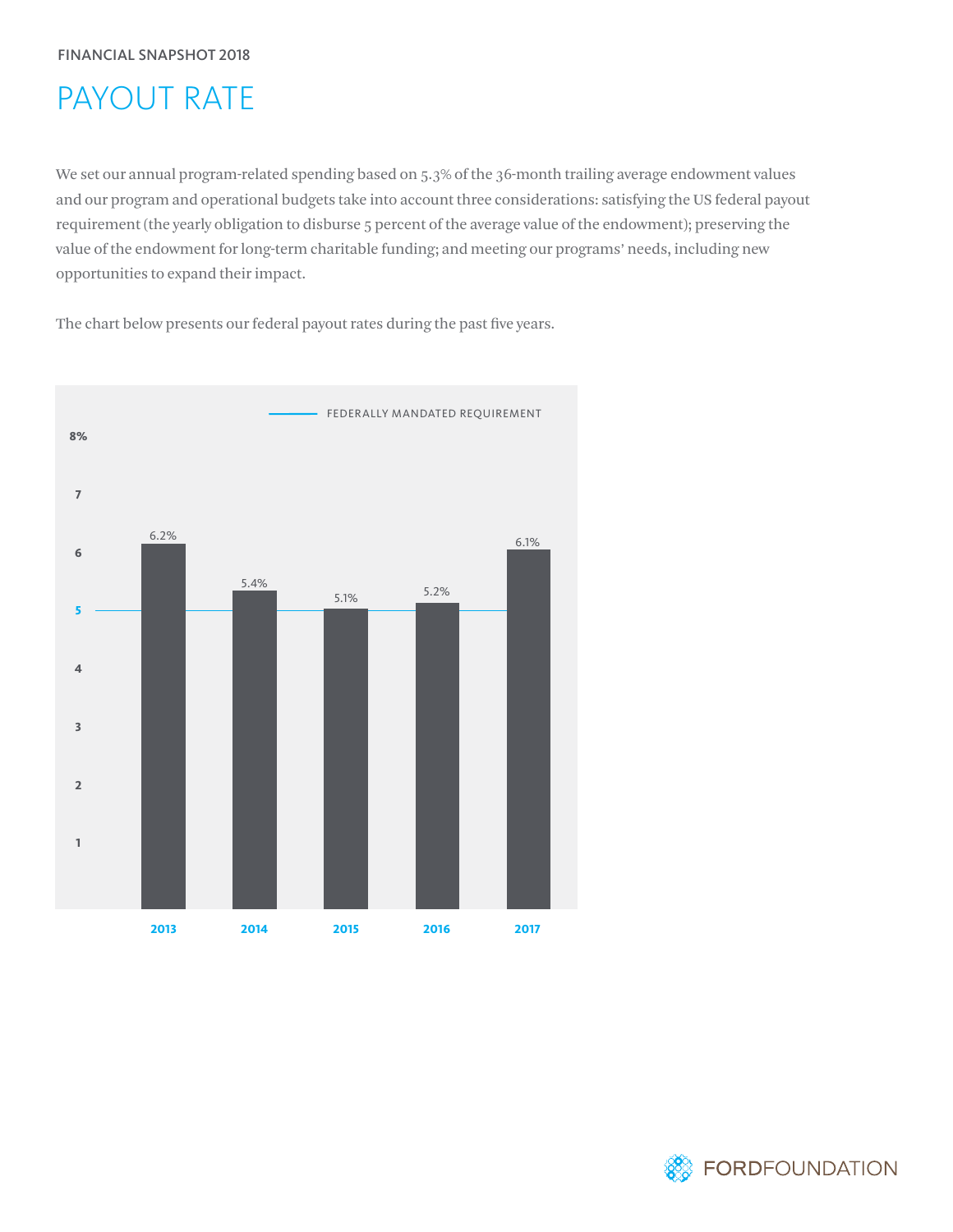FINANCIAL SNAPSHOT 2018

# PAYOUT RATE

We set our annual program-related spending based on 5.3% of the 36-month trailing average endowment values and our program and operational budgets take into account three considerations: satisfying the US federal payout requirement (the yearly obligation to disburse 5 percent of the average value of the endowment); preserving the value of the endowment for long-term charitable funding; and meeting our programs' needs, including new opportunities to expand their impact.

The chart below presents our federal payout rates during the past five years.

FEDERALLY MANDATED REQUIREMENT: 5%

| Year | Payout Rate |
|---|---|
| 2013 | 6.2% |
| 2014 | 5.4% |
| 2015 | 5.1% |
| 2016 | 5.2% |
| 2017 | 6.1% |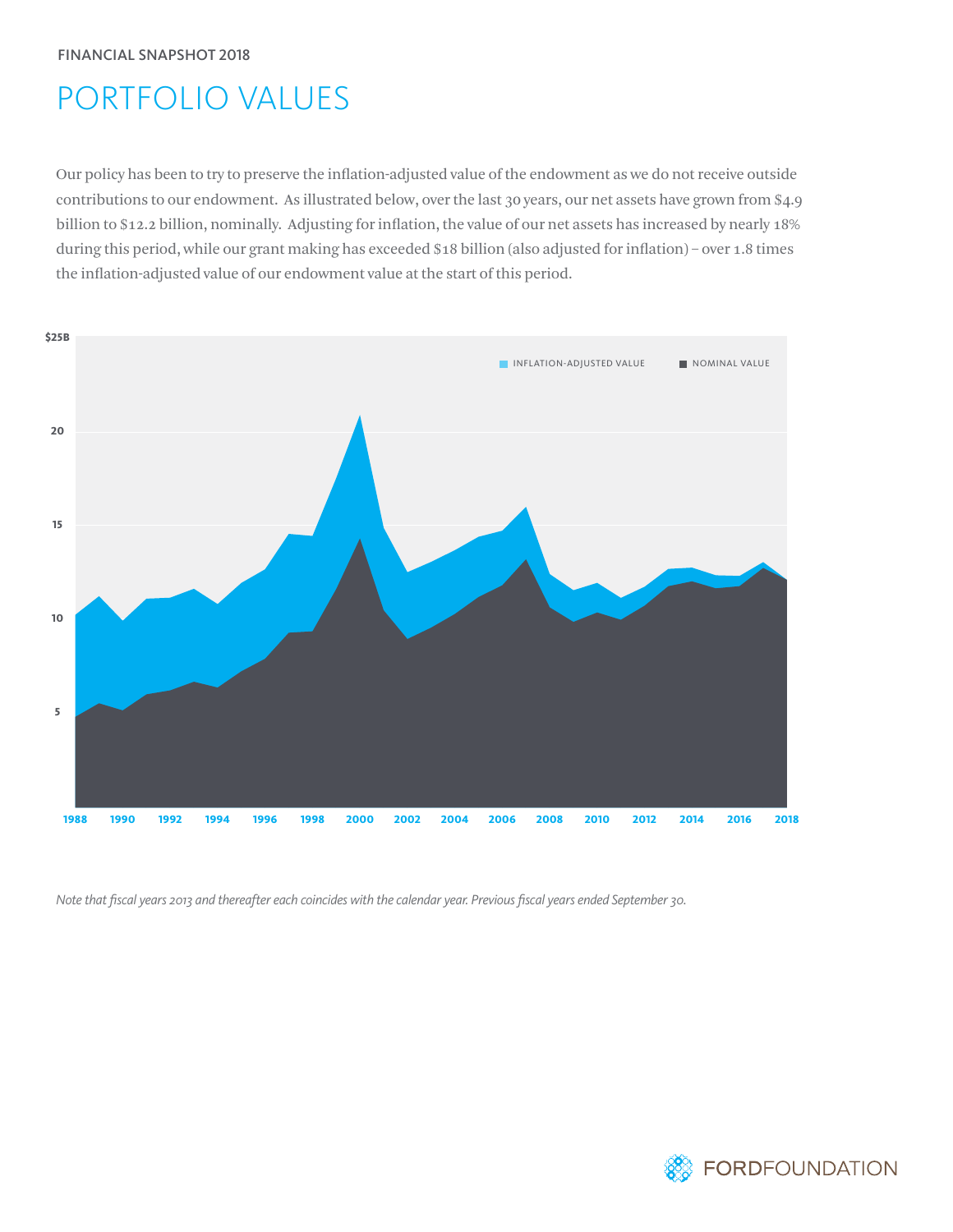FINANCIAL SNAPSHOT 2018

# PORTFOLIO VALUES

Our policy has been to try to preserve the inflation-adjusted value of the endowment as we do not receive outside contributions to our endowment. As illustrated below, over the last 30 years, our net assets have grown from $4.9 billion to $12.2 billion, nominally. Adjusting for inflation, the value of our net assets has increased by nearly 18% during this period, while our grant making has exceeded $18 billion (also adjusted for inflation) – over 1.8 times the inflation-adjusted value of our endowment value at the start of this period.

*Note that fiscal years 2013 and thereafter each coincides with the calendar year. Previous fiscal years ended September 30.*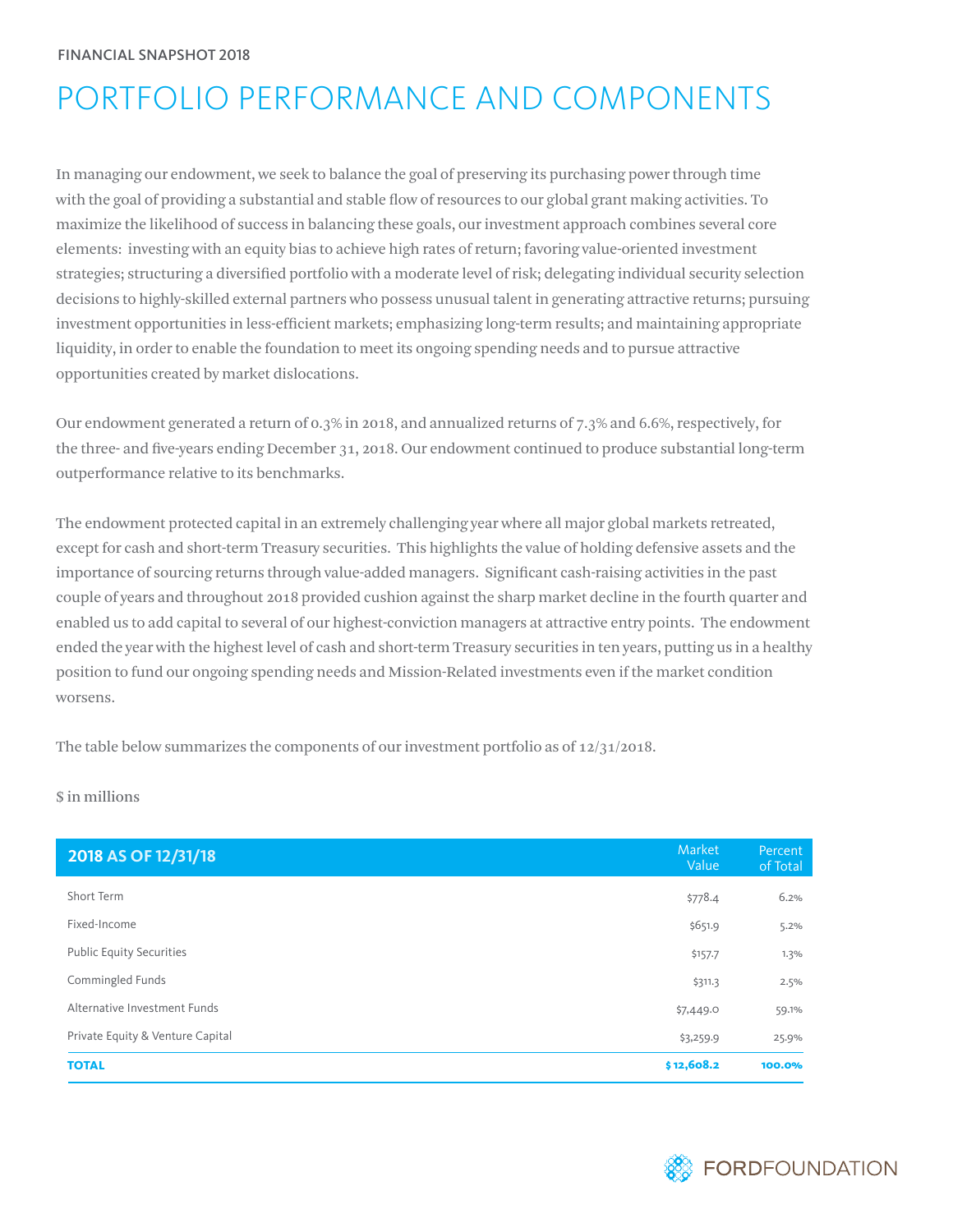FINANCIAL SNAPSHOT 2018

# PORTFOLIO PERFORMANCE AND COMPONENTS

In managing our endowment, we seek to balance the goal of preserving its purchasing power through time with the goal of providing a substantial and stable flow of resources to our global grant making activities. To maximize the likelihood of success in balancing these goals, our investment approach combines several core elements: investing with an equity bias to achieve high rates of return; favoring value-oriented investment strategies; structuring a diversified portfolio with a moderate level of risk; delegating individual security selection decisions to highly-skilled external partners who possess unusual talent in generating attractive returns; pursuing investment opportunities in less-efficient markets; emphasizing long-term results; and maintaining appropriate liquidity, in order to enable the foundation to meet its ongoing spending needs and to pursue attractive opportunities created by market dislocations.

Our endowment generated a return of 0.3% in 2018, and annualized returns of 7.3% and 6.6%, respectively, for the three- and five-years ending December 31, 2018. Our endowment continued to produce substantial long-term outperformance relative to its benchmarks.

The endowment protected capital in an extremely challenging year where all major global markets retreated, except for cash and short-term Treasury securities. This highlights the value of holding defensive assets and the importance of sourcing returns through value-added managers. Significant cash-raising activities in the past couple of years and throughout 2018 provided cushion against the sharp market decline in the fourth quarter and enabled us to add capital to several of our highest-conviction managers at attractive entry points. The endowment ended the year with the highest level of cash and short-term Treasury securities in ten years, putting us in a healthy position to fund our ongoing spending needs and Mission-Related investments even if the market condition worsens.

The table below summarizes the components of our investment portfolio as of 12/31/2018.

$ in millions

| 2018 AS OF 12/31/18 | Market Value | Percent of Total |
|---|---|---|
| Short Term | $778.4 | 6.2% |
| Fixed-Income | $651.9 | 5.2% |
| Public Equity Securities | $157.7 | 1.3% |
| Commingled Funds | $311.3 | 2.5% |
| Alternative Investment Funds | $7,449.0 | 59.1% |
| Private Equity & Venture Capital | $3,259.9 | 25.9% |
| **TOTAL** | **$12,608.2** | **100.0%** |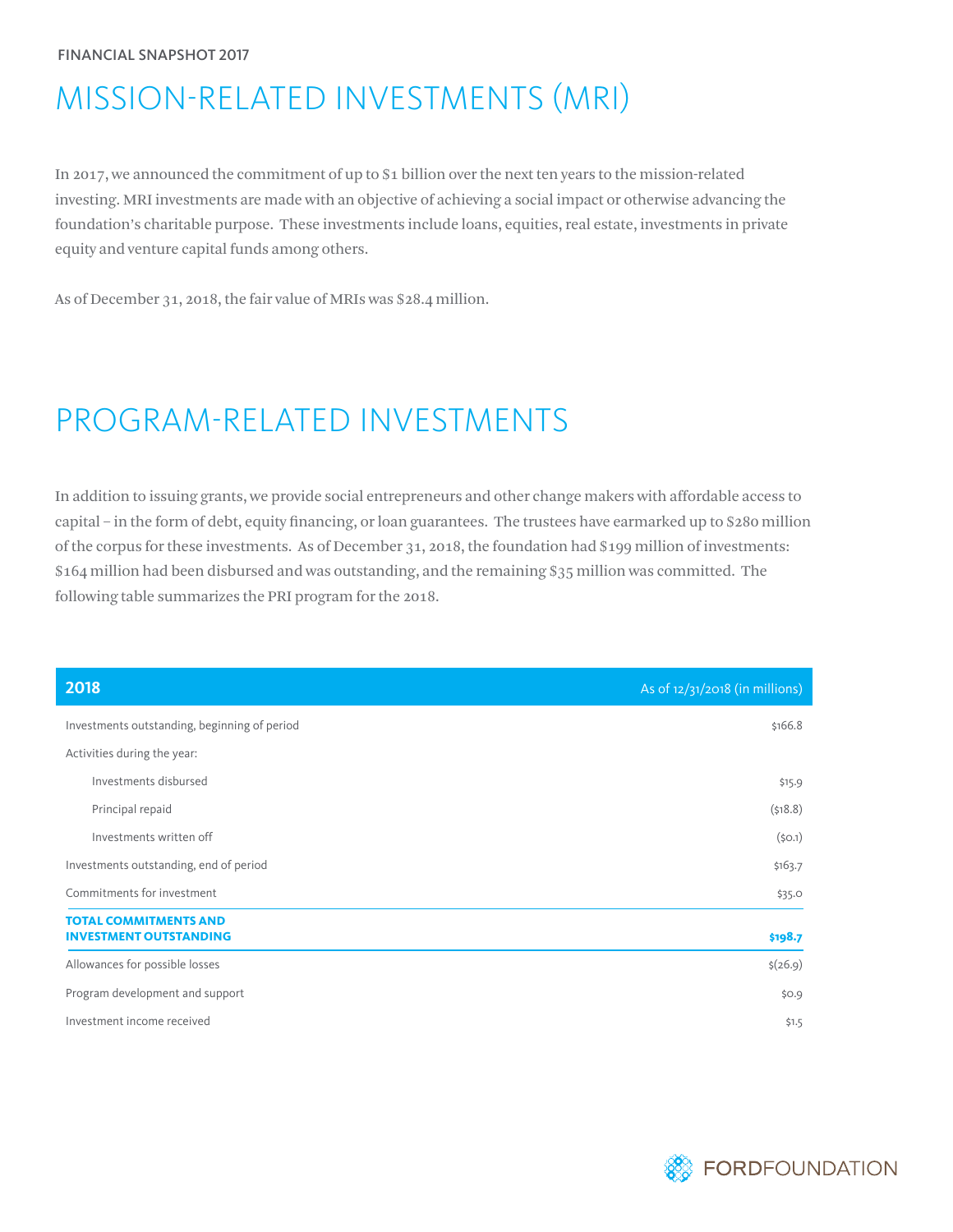FINANCIAL SNAPSHOT 2017

# MISSION-RELATED INVESTMENTS (MRI)

In 2017, we announced the commitment of up to $1 billion over the next ten years to the mission-related investing. MRI investments are made with an objective of achieving a social impact or otherwise advancing the foundation's charitable purpose. These investments include loans, equities, real estate, investments in private equity and venture capital funds among others.

As of December 31, 2018, the fair value of MRIs was $28.4 million.

# PROGRAM-RELATED INVESTMENTS

In addition to issuing grants, we provide social entrepreneurs and other change makers with affordable access to capital – in the form of debt, equity financing, or loan guarantees. The trustees have earmarked up to $280 million of the corpus for these investments. As of December 31, 2018, the foundation had $199 million of investments: $164 million had been disbursed and was outstanding, and the remaining $35 million was committed. The following table summarizes the PRI program for the 2018.

| 2018 | As of 12/31/2018 (in millions) |
|---|---|
| Investments outstanding, beginning of period | $166.8 |
| Activities during the year: | |
| Investments disbursed | $15.9 |
| Principal repaid | ($18.8) |
| Investments written off | ($0.1) |
| Investments outstanding, end of period | $163.7 |
| Commitments for investment | $35.0 |
| **TOTAL COMMITMENTS AND INVESTMENT OUTSTANDING** | **$198.7** |
| Allowances for possible losses | $(26.9) |
| Program development and support | $0.9 |
| Investment income received | $1.5 |

FORDFOUNDATION